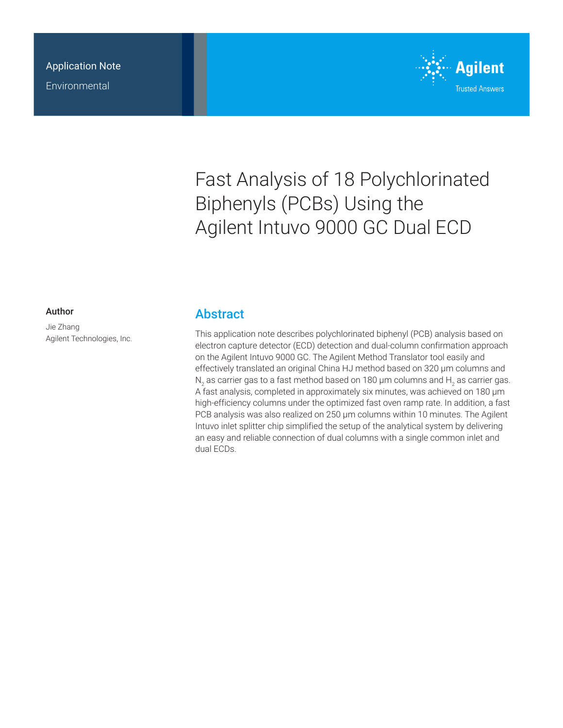Application Note

Environmental

# Fast Analysis of 18 Polychlorinated Biphenyls (PCBs) Using the Agilent Intuvo 9000 GC Dual ECD

**Author**

Jie Zhang
Agilent Technologies, Inc.

## Abstract

This application note describes polychlorinated biphenyl (PCB) analysis based on electron capture detector (ECD) detection and dual-column confirmation approach on the Agilent Intuvo 9000 GC. The Agilent Method Translator tool easily and effectively translated an original China HJ method based on 320 µm columns and $N_2$ as carrier gas to a fast method based on 180 µm columns and $H_2$ as carrier gas. A fast analysis, completed in approximately six minutes, was achieved on 180 µm high-efficiency columns under the optimized fast oven ramp rate. In addition, a fast PCB analysis was also realized on 250 µm columns within 10 minutes. The Agilent Intuvo inlet splitter chip simplified the setup of the analytical system by delivering an easy and reliable connection of dual columns with a single common inlet and dual ECDs.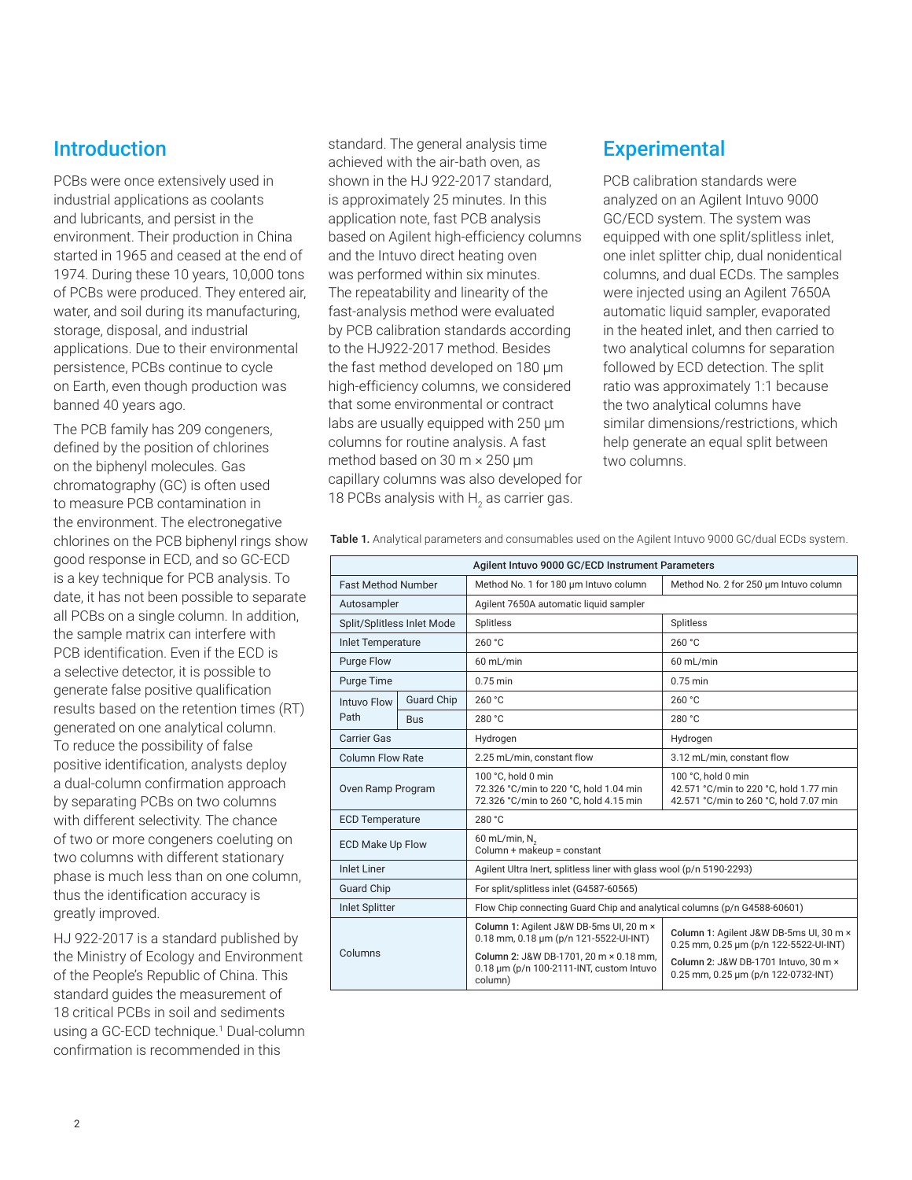## Introduction

PCBs were once extensively used in industrial applications as coolants and lubricants, and persist in the environment. Their production in China started in 1965 and ceased at the end of 1974. During these 10 years, 10,000 tons of PCBs were produced. They entered air, water, and soil during its manufacturing, storage, disposal, and industrial applications. Due to their environmental persistence, PCBs continue to cycle on Earth, even though production was banned 40 years ago.

The PCB family has 209 congeners, defined by the position of chlorines on the biphenyl molecules. Gas chromatography (GC) is often used to measure PCB contamination in the environment. The electronegative chlorines on the PCB biphenyl rings show good response in ECD, and so GC-ECD is a key technique for PCB analysis. To date, it has not been possible to separate all PCBs on a single column. In addition, the sample matrix can interfere with PCB identification. Even if the ECD is a selective detector, it is possible to generate false positive qualification results based on the retention times (RT) generated on one analytical column. To reduce the possibility of false positive identification, analysts deploy a dual-column confirmation approach by separating PCBs on two columns with different selectivity. The chance of two or more congeners coeluting on two columns with different stationary phase is much less than on one column, thus the identification accuracy is greatly improved.

HJ 922-2017 is a standard published by the Ministry of Ecology and Environment of the People's Republic of China. This standard guides the measurement of 18 critical PCBs in soil and sediments using a GC-ECD technique.[1] Dual-column confirmation is recommended in this standard. The general analysis time achieved with the air-bath oven, as shown in the HJ 922-2017 standard, is approximately 25 minutes. In this application note, fast PCB analysis based on Agilent high-efficiency columns and the Intuvo direct heating oven was performed within six minutes. The repeatability and linearity of the fast-analysis method were evaluated by PCB calibration standards according to the HJ922-2017 method. Besides the fast method developed on 180 µm high-efficiency columns, we considered that some environmental or contract labs are usually equipped with 250 µm columns for routine analysis. A fast method based on 30 m × 250 µm capillary columns was also developed for 18 PCBs analysis with $H_2$ as carrier gas.

## Experimental

PCB calibration standards were analyzed on an Agilent Intuvo 9000 GC/ECD system. The system was equipped with one split/splitless inlet, one inlet splitter chip, dual nonidentical columns, and dual ECDs. The samples were injected using an Agilent 7650A automatic liquid sampler, evaporated in the heated inlet, and then carried to two analytical columns for separation followed by ECD detection. The split ratio was approximately 1:1 because the two analytical columns have similar dimensions/restrictions, which help generate an equal split between two columns.

**Table 1.** Analytical parameters and consumables used on the Agilent Intuvo 9000 GC/dual ECDs system.

| Agilent Intuvo 9000 GC/ECD Instrument Parameters | | | |
|---|---|---|---|
| Fast Method Number | | Method No. 1 for 180 µm Intuvo column | Method No. 2 for 250 µm Intuvo column |
| Autosampler | | Agilent 7650A automatic liquid sampler | |
| Split/Splitless Inlet Mode | | Splitless | Splitless |
| Inlet Temperature | | 260 °C | 260 °C |
| Purge Flow | | 60 mL/min | 60 mL/min |
| Purge Time | | 0.75 min | 0.75 min |
| Intuvo Flow Path | Guard Chip | 260 °C | 260 °C |
| | Bus | 280 °C | 280 °C |
| Carrier Gas | | Hydrogen | Hydrogen |
| Column Flow Rate | | 2.25 mL/min, constant flow | 3.12 mL/min, constant flow |
| Oven Ramp Program | | 100 °C, hold 0 min<br>72.326 °C/min to 220 °C, hold 1.04 min<br>72.326 °C/min to 260 °C, hold 4.15 min | 100 °C, hold 0 min<br>42.571 °C/min to 220 °C, hold 1.77 min<br>42.571 °C/min to 260 °C, hold 7.07 min |
| ECD Temperature | | 280 °C | |
| ECD Make Up Flow | | 60 mL/min, $N_2$<br>Column + makeup = constant | |
| Inlet Liner | | Agilent Ultra Inert, splitless liner with glass wool (p/n 5190-2293) | |
| Guard Chip | | For split/splitless inlet (G4587-60565) | |
| Inlet Splitter | | Flow Chip connecting Guard Chip and analytical columns (p/n G4588-60601) | |
| Columns | | **Column 1:** Agilent J&W DB-5ms UI, 20 m × 0.18 mm, 0.18 µm (p/n 121-5522-UI-INT)<br>**Column 2:** J&W DB-1701, 20 m × 0.18 mm, 0.18 µm (p/n 100-2111-INT, custom Intuvo column) | **Column 1:** Agilent J&W DB-5ms UI, 30 m × 0.25 mm, 0.25 µm (p/n 122-5522-UI-INT)<br>**Column 2:** J&W DB-1701 Intuvo, 30 m × 0.25 mm, 0.25 µm (p/n 122-0732-INT) |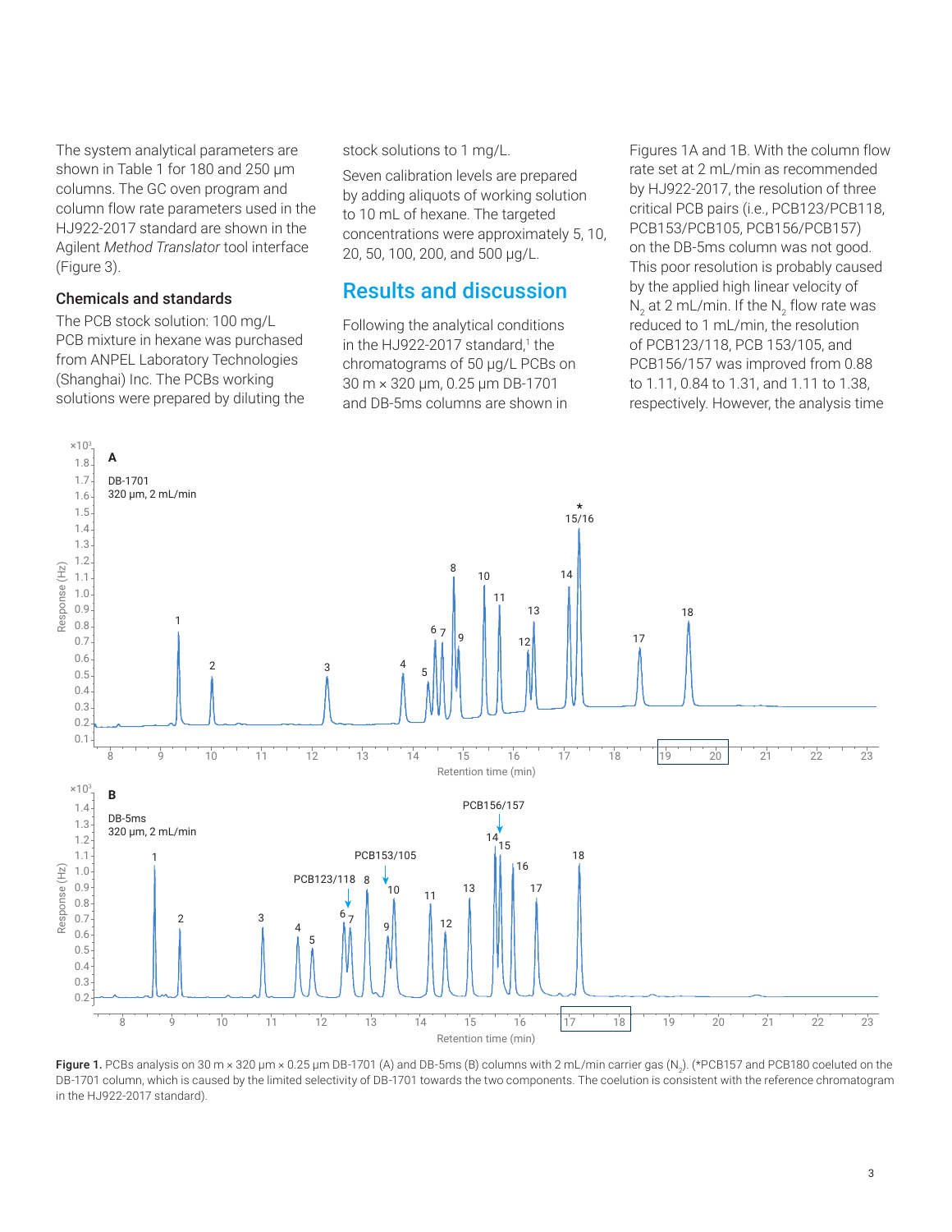The system analytical parameters are shown in Table 1 for 180 and 250 µm columns. The GC oven program and column flow rate parameters used in the HJ922-2017 standard are shown in the Agilent *Method Translator* tool interface (Figure 3).

### Chemicals and standards

The PCB stock solution: 100 mg/L PCB mixture in hexane was purchased from ANPEL Laboratory Technologies (Shanghai) Inc. The PCBs working solutions were prepared by diluting the stock solutions to 1 mg/L.

Seven calibration levels are prepared by adding aliquots of working solution to 10 mL of hexane. The targeted concentrations were approximately 5, 10, 20, 50, 100, 200, and 500 µg/L.

## Results and discussion

Following the analytical conditions in the HJ922-2017 standard,[1] the chromatograms of 50 µg/L PCBs on 30 m × 320 µm, 0.25 µm DB-1701 and DB-5ms columns are shown in Figures 1A and 1B. With the column flow rate set at 2 mL/min as recommended by HJ922-2017, the resolution of three critical PCB pairs (i.e., PCB123/PCB118, PCB153/PCB105, PCB156/PCB157) on the DB-5ms column was not good. This poor resolution is probably caused by the applied high linear velocity of $N_2$ at 2 mL/min. If the $N_2$ flow rate was reduced to 1 mL/min, the resolution of PCB123/118, PCB 153/105, and PCB156/157 was improved from 0.88 to 1.11, 0.84 to 1.31, and 1.11 to 1.38, respectively. However, the analysis time

**Figure 1.** PCBs analysis on 30 m × 320 µm × 0.25 µm DB-1701 (A) and DB-5ms (B) columns with 2 mL/min carrier gas ($N_2$). (*PCB157 and PCB180 coeluted on the DB-1701 column, which is caused by the limited selectivity of DB-1701 towards the two components. The coelution is consistent with the reference chromatogram in the HJ922-2017 standard).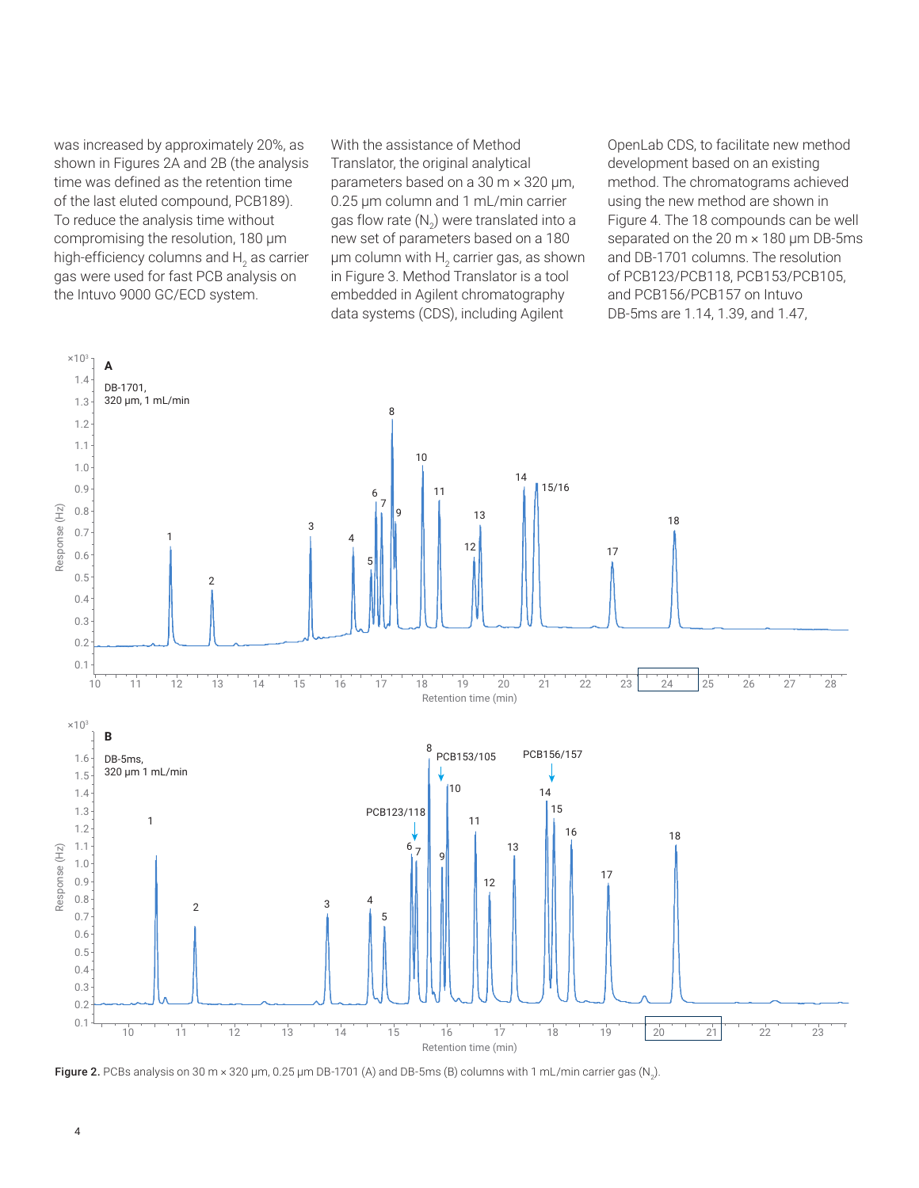was increased by approximately 20%, as shown in Figures 2A and 2B (the analysis time was defined as the retention time of the last eluted compound, PCB189). To reduce the analysis time without compromising the resolution, 180 µm high-efficiency columns and $H_2$ as carrier gas were used for fast PCB analysis on the Intuvo 9000 GC/ECD system.

With the assistance of Method Translator, the original analytical parameters based on a 30 m × 320 µm, 0.25 µm column and 1 mL/min carrier gas flow rate ($N_2$) were translated into a new set of parameters based on a 180 µm column with $H_2$ carrier gas, as shown in Figure 3. Method Translator is a tool embedded in Agilent chromatography data systems (CDS), including Agilent OpenLab CDS, to facilitate new method development based on an existing method. The chromatograms achieved using the new method are shown in Figure 4. The 18 compounds can be well separated on the 20 m × 180 µm DB-5ms and DB-1701 columns. The resolution of PCB123/PCB118, PCB153/PCB105, and PCB156/PCB157 on Intuvo DB-5ms are 1.14, 1.39, and 1.47,

**Figure 2.** PCBs analysis on 30 m × 320 µm, 0.25 µm DB-1701 (A) and DB-5ms (B) columns with 1 mL/min carrier gas ($N_2$).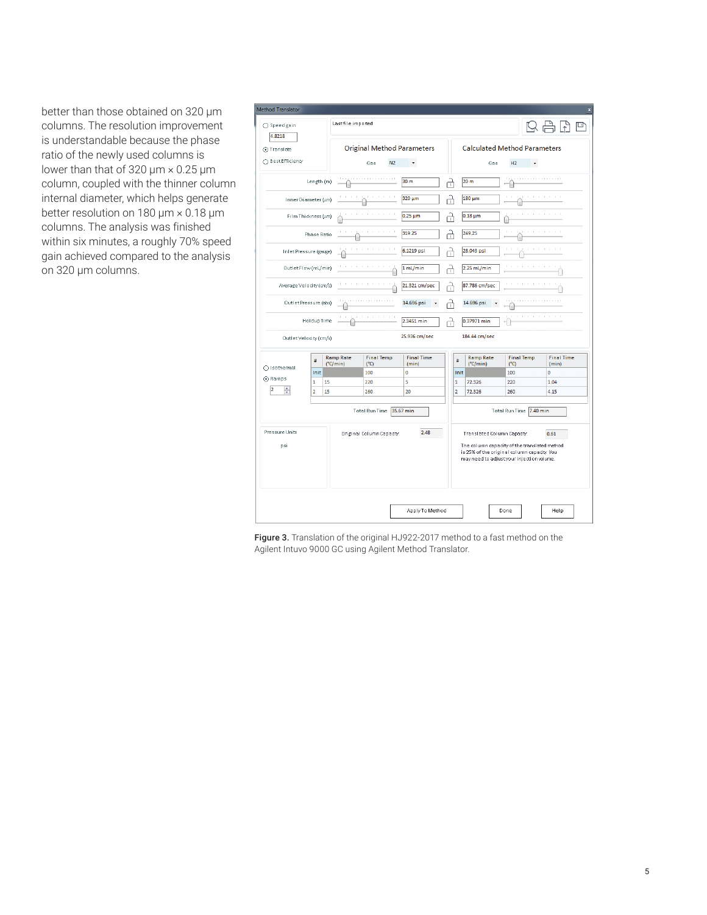better than those obtained on 320 µm columns. The resolution improvement is understandable because the phase ratio of the newly used columns is lower than that of 320 µm × 0.25 µm column, coupled with the thinner column internal diameter, which helps generate better resolution on 180 µm × 0.18 µm columns. The analysis was finished within six minutes, a roughly 70% speed gain achieved compared to the analysis on 320 µm columns.

**Figure 3.** Translation of the original HJ922-2017 method to a fast method on the Agilent Intuvo 9000 GC using Agilent Method Translator.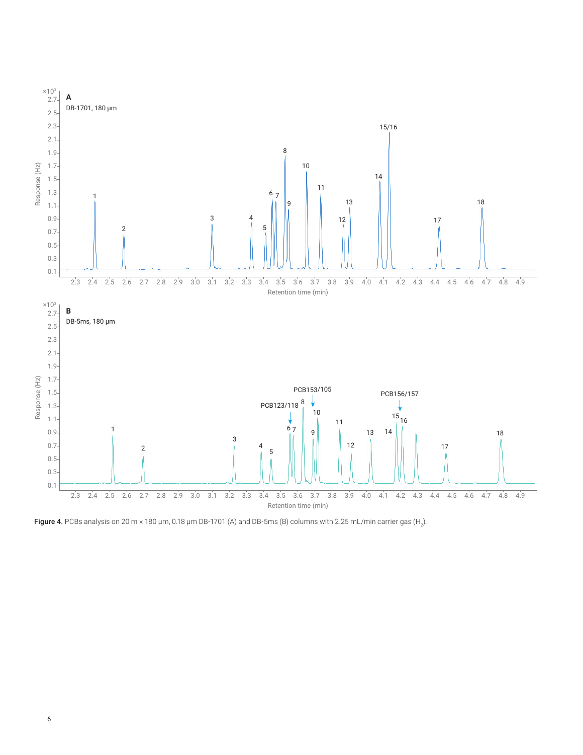Figure 4. PCBs analysis on 20 m × 180 µm, 0.18 µm DB-1701 (A) and DB-5ms (B) columns with 2.25 mL/min carrier gas ($H_2$).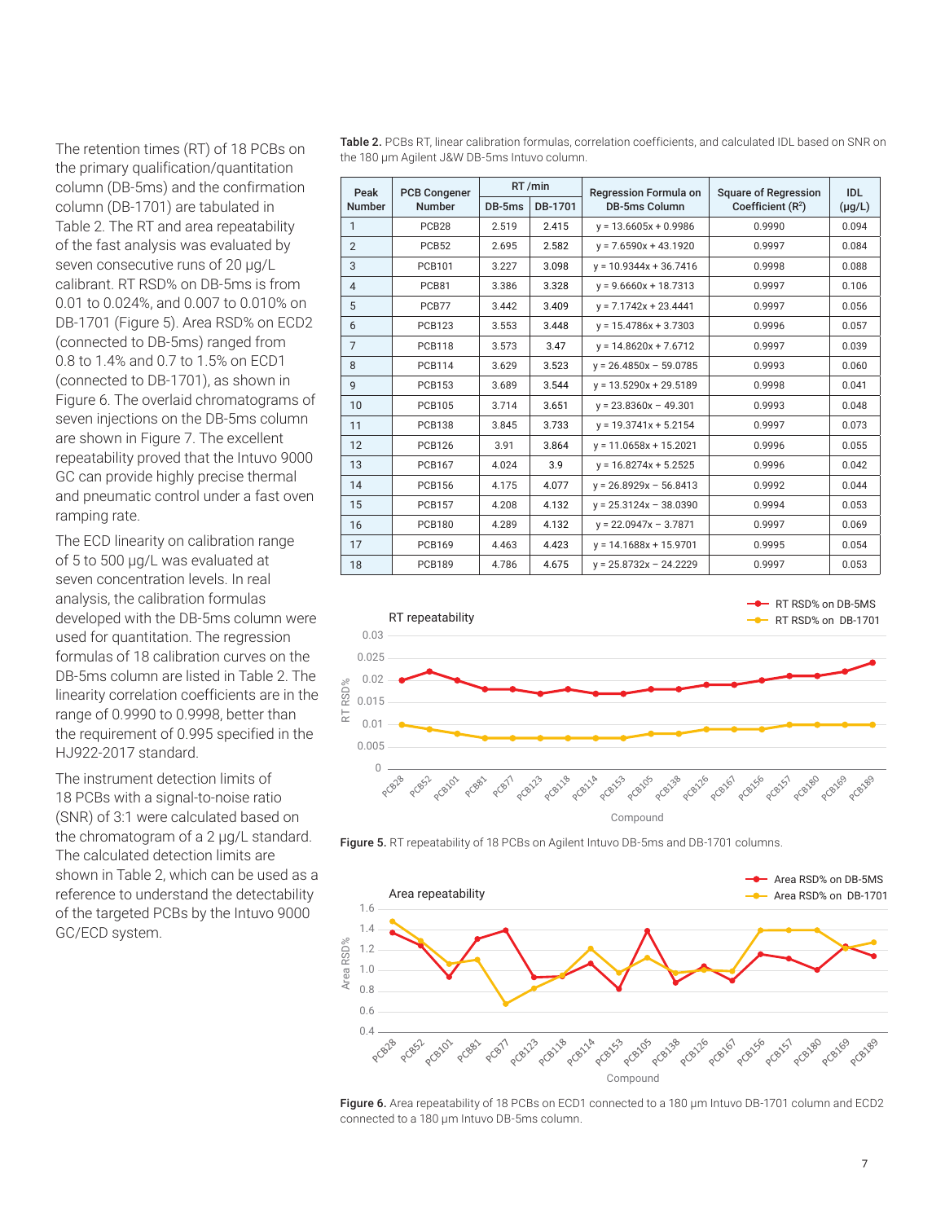The retention times (RT) of 18 PCBs on the primary qualification/quantitation column (DB-5ms) and the confirmation column (DB-1701) are tabulated in Table 2. The RT and area repeatability of the fast analysis was evaluated by seven consecutive runs of 20 µg/L calibrant. RT RSD% on DB-5ms is from 0.01 to 0.024%, and 0.007 to 0.010% on DB-1701 (Figure 5). Area RSD% on ECD2 (connected to DB-5ms) ranged from 0.8 to 1.4% and 0.7 to 1.5% on ECD1 (connected to DB-1701), as shown in Figure 6. The overlaid chromatograms of seven injections on the DB-5ms column are shown in Figure 7. The excellent repeatability proved that the Intuvo 9000 GC can provide highly precise thermal and pneumatic control under a fast oven ramping rate.

The ECD linearity on calibration range of 5 to 500 µg/L was evaluated at seven concentration levels. In real analysis, the calibration formulas developed with the DB-5ms column were used for quantitation. The regression formulas of 18 calibration curves on the DB-5ms column are listed in Table 2. The linearity correlation coefficients are in the range of 0.9990 to 0.9998, better than the requirement of 0.995 specified in the HJ922-2017 standard.

The instrument detection limits of 18 PCBs with a signal-to-noise ratio (SNR) of 3:1 were calculated based on the chromatogram of a 2 µg/L standard. The calculated detection limits are shown in Table 2, which can be used as a reference to understand the detectability of the targeted PCBs by the Intuvo 9000 GC/ECD system.

**Table 2.** PCBs RT, linear calibration formulas, correlation coefficients, and calculated IDL based on SNR on the 180 µm Agilent J&W DB-5ms Intuvo column.

| Peak Number | PCB Congener Number | RT /min | | Regression Formula on DB-5ms Column | Square of Regression Coefficient ($R^2$) | IDL (µg/L) |
|---|---|---|---|---|---|---|
| | | DB-5ms | DB-1701 | | | |
| 1 | PCB28 | 2.519 | 2.415 | y = 13.6605x + 0.9986 | 0.9990 | 0.094 |
| 2 | PCB52 | 2.695 | 2.582 | y = 7.6590x + 43.1920 | 0.9997 | 0.084 |
| 3 | PCB101 | 3.227 | 3.098 | y = 10.9344x + 36.7416 | 0.9998 | 0.088 |
| 4 | PCB81 | 3.386 | 3.328 | y = 9.6660x + 18.7313 | 0.9997 | 0.106 |
| 5 | PCB77 | 3.442 | 3.409 | y = 7.1742x + 23.4441 | 0.9997 | 0.056 |
| 6 | PCB123 | 3.553 | 3.448 | y = 15.4786x + 3.7303 | 0.9996 | 0.057 |
| 7 | PCB118 | 3.573 | 3.47 | y = 14.8620x + 7.6712 | 0.9997 | 0.039 |
| 8 | PCB114 | 3.629 | 3.523 | y = 26.4850x − 59.0785 | 0.9993 | 0.060 |
| 9 | PCB153 | 3.689 | 3.544 | y = 13.5290x + 29.5189 | 0.9998 | 0.041 |
| 10 | PCB105 | 3.714 | 3.651 | y = 23.8360x − 49.301 | 0.9993 | 0.048 |
| 11 | PCB138 | 3.845 | 3.733 | y = 19.3741x + 5.2154 | 0.9997 | 0.073 |
| 12 | PCB126 | 3.91 | 3.864 | y = 11.0658x + 15.2021 | 0.9996 | 0.055 |
| 13 | PCB167 | 4.024 | 3.9 | y = 16.8274x + 5.2525 | 0.9996 | 0.042 |
| 14 | PCB156 | 4.175 | 4.077 | y = 26.8929x − 56.8413 | 0.9992 | 0.044 |
| 15 | PCB157 | 4.208 | 4.132 | y = 25.3124x − 38.0390 | 0.9994 | 0.053 |
| 16 | PCB180 | 4.289 | 4.132 | y = 22.0947x − 3.7871 | 0.9997 | 0.069 |
| 17 | PCB169 | 4.463 | 4.423 | y = 14.1688x + 15.9701 | 0.9995 | 0.054 |
| 18 | PCB189 | 4.786 | 4.675 | y = 25.8732x − 24.2229 | 0.9997 | 0.053 |

**Figure 5.** RT repeatability of 18 PCBs on Agilent Intuvo DB-5ms and DB-1701 columns.

**Figure 6.** Area repeatability of 18 PCBs on ECD1 connected to a 180 µm Intuvo DB-1701 column and ECD2 connected to a 180 µm Intuvo DB-5ms column.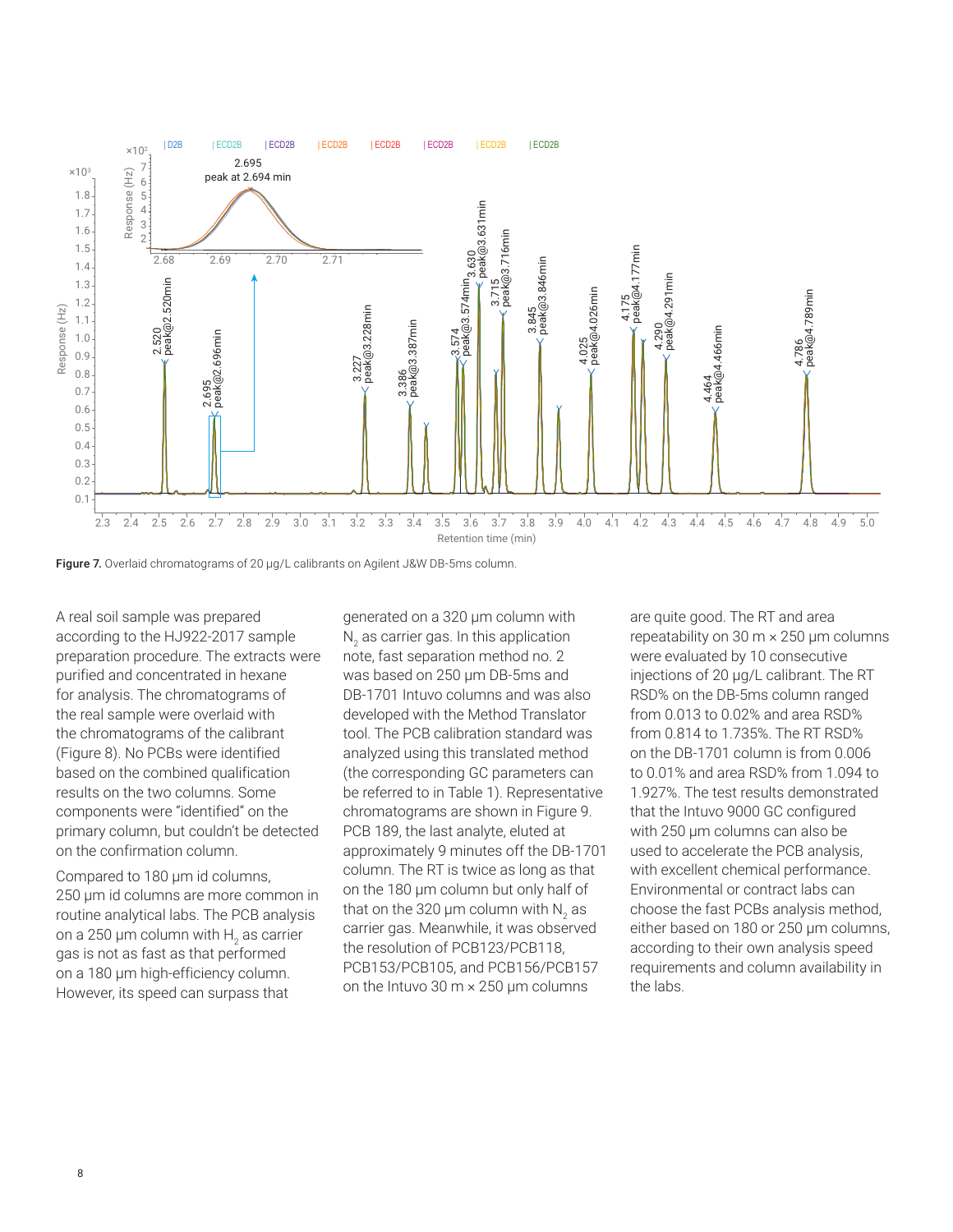**Figure 7.** Overlaid chromatograms of 20 µg/L calibrants on Agilent J&W DB-5ms column.

A real soil sample was prepared according to the HJ922-2017 sample preparation procedure. The extracts were purified and concentrated in hexane for analysis. The chromatograms of the real sample were overlaid with the chromatograms of the calibrant (Figure 8). No PCBs were identified based on the combined qualification results on the two columns. Some components were "identified" on the primary column, but couldn't be detected on the confirmation column.

Compared to 180 µm id columns, 250 µm id columns are more common in routine analytical labs. The PCB analysis on a 250 µm column with $H_2$ as carrier gas is not as fast as that performed on a 180 µm high-efficiency column. However, its speed can surpass that generated on a 320 µm column with $N_2$ as carrier gas. In this application note, fast separation method no. 2 was based on 250 µm DB-5ms and DB-1701 Intuvo columns and was also developed with the Method Translator tool. The PCB calibration standard was analyzed using this translated method (the corresponding GC parameters can be referred to in Table 1). Representative chromatograms are shown in Figure 9. PCB 189, the last analyte, eluted at approximately 9 minutes off the DB-1701 column. The RT is twice as long as that on the 180 µm column but only half of that on the 320 µm column with $N_2$ as carrier gas. Meanwhile, it was observed the resolution of PCB123/PCB118, PCB153/PCB105, and PCB156/PCB157 on the Intuvo 30 m × 250 µm columns are quite good. The RT and area repeatability on 30 m × 250 µm columns were evaluated by 10 consecutive injections of 20 µg/L calibrant. The RT RSD% on the DB-5ms column ranged from 0.013 to 0.02% and area RSD% from 0.814 to 1.735%. The RT RSD% on the DB-1701 column is from 0.006 to 0.01% and area RSD% from 1.094 to 1.927%. The test results demonstrated that the Intuvo 9000 GC configured with 250 µm columns can also be used to accelerate the PCB analysis, with excellent chemical performance. Environmental or contract labs can choose the fast PCBs analysis method, either based on 180 or 250 µm columns, according to their own analysis speed requirements and column availability in the labs.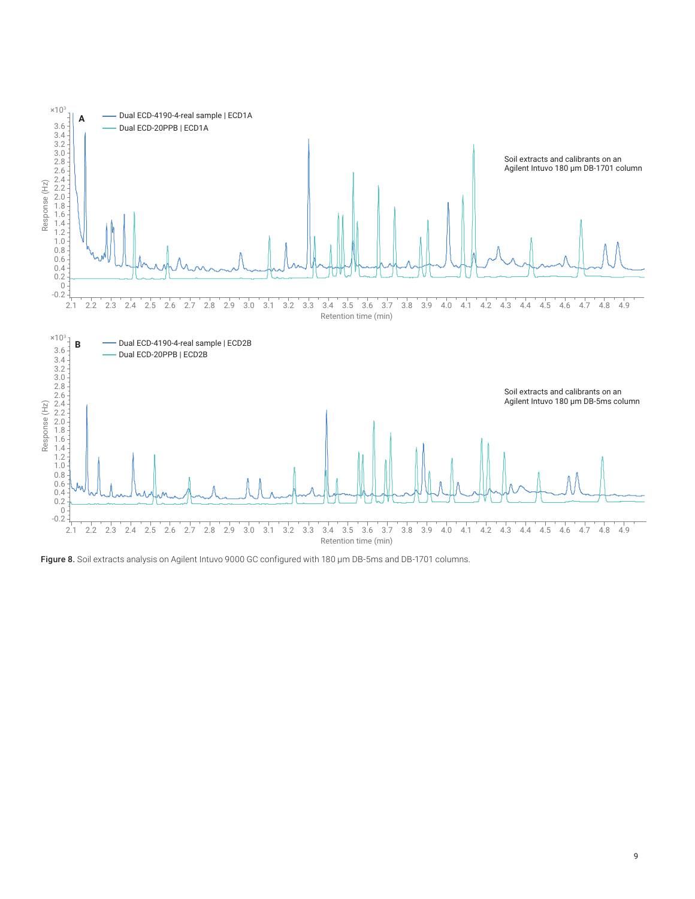**Figure 8.** Soil extracts analysis on Agilent Intuvo 9000 GC configured with 180 µm DB-5ms and DB-1701 columns.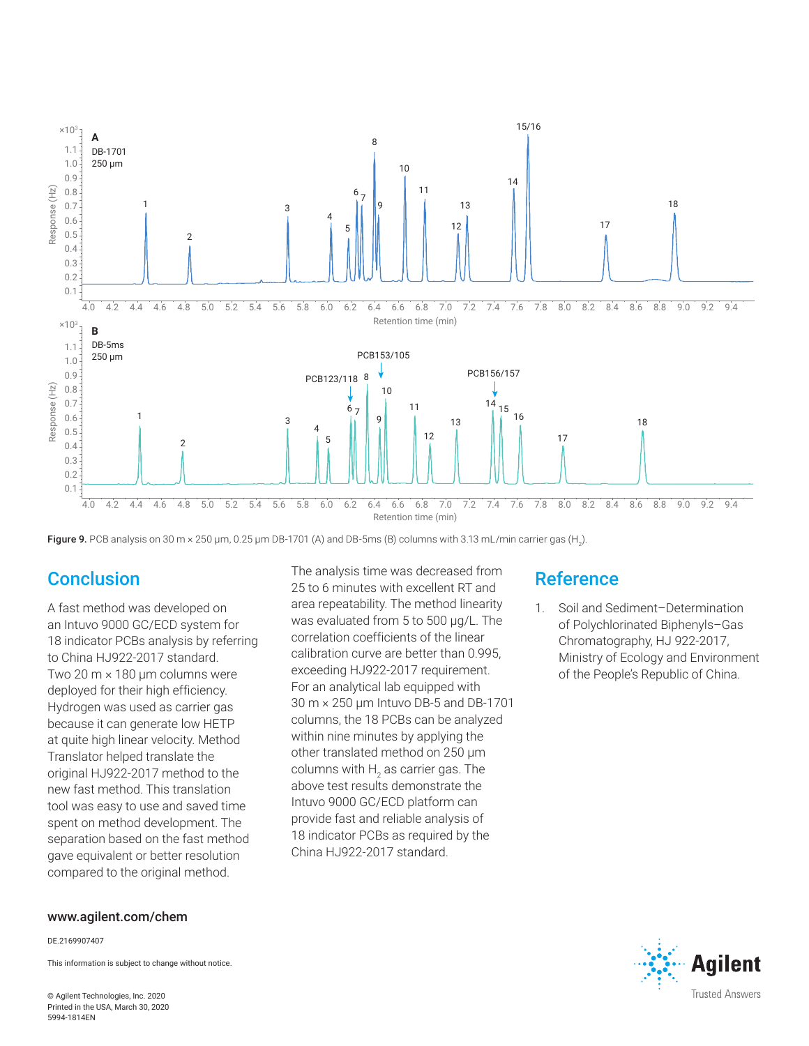×10³

A

DB-1701

250 µm

Response (Hz)

Retention time (min)

1 2 3 4 5 6 7 8 9 10 11 12 13 14 15/16 17 18

×10³

B

DB-5ms

250 µm

PCB123/118 PCB153/105 PCB156/157

1 2 3 4 5 6 7 8 9 10 11 12 13 14 15 16 17 18

Response (Hz)

Retention time (min)

**Figure 9.** PCB analysis on 30 m × 250 µm, 0.25 µm DB-1701 (A) and DB-5ms (B) columns with 3.13 mL/min carrier gas ($H_2$).

## Conclusion

A fast method was developed on an Intuvo 9000 GC/ECD system for 18 indicator PCBs analysis by referring to China HJ922-2017 standard. Two 20 m × 180 µm columns were deployed for their high efficiency. Hydrogen was used as carrier gas because it can generate low HETP at quite high linear velocity. Method Translator helped translate the original HJ922-2017 method to the new fast method. This translation tool was easy to use and saved time spent on method development. The separation based on the fast method gave equivalent or better resolution compared to the original method.

The analysis time was decreased from 25 to 6 minutes with excellent RT and area repeatability. The method linearity was evaluated from 5 to 500 µg/L. The correlation coefficients of the linear calibration curve are better than 0.995, exceeding HJ922-2017 requirement. For an analytical lab equipped with 30 m × 250 µm Intuvo DB-5 and DB-1701 columns, the 18 PCBs can be analyzed within nine minutes by applying the other translated method on 250 µm columns with $H_2$ as carrier gas. The above test results demonstrate the Intuvo 9000 GC/ECD platform can provide fast and reliable analysis of 18 indicator PCBs as required by the China HJ922-2017 standard.

## Reference

1. Soil and Sediment–Determination of Polychlorinated Biphenyls–Gas Chromatography, HJ 922-2017, Ministry of Ecology and Environment of the People's Republic of China.

**www.agilent.com/chem**

DE.2169907407

This information is subject to change without notice.

© Agilent Technologies, Inc. 2020
Printed in the USA, March 30, 2020
5994-1814EN